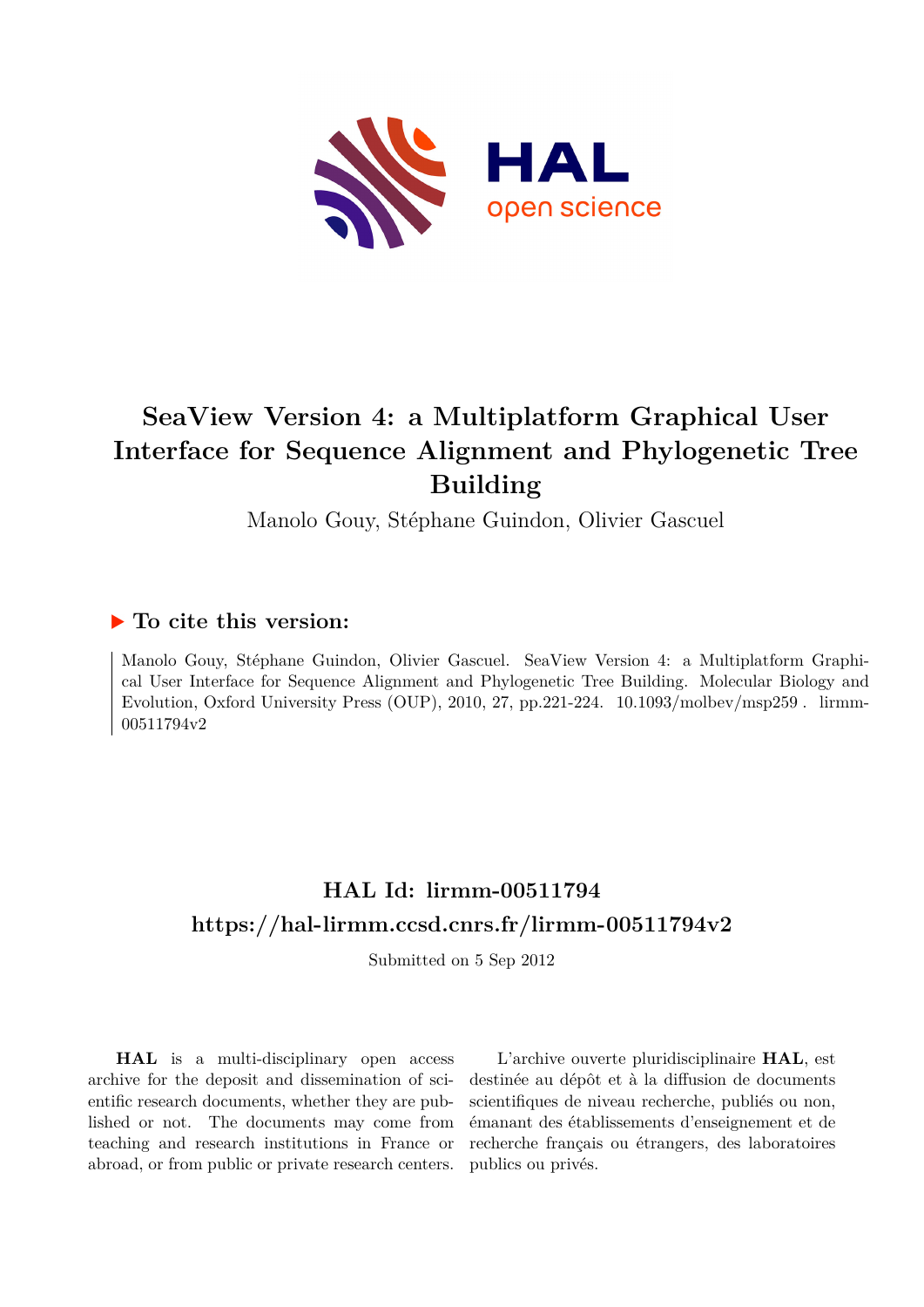# SeaView Version 4: a Multiplatform Graphical User Interface for Sequence Alignment and Phylogenetic Tree Building

Manolo Gouy, Stéphane Guindon, Olivier Gascuel

## ▶ To cite this version:

Manolo Gouy, Stéphane Guindon, Olivier Gascuel. SeaView Version 4: a Multiplatform Graphical User Interface for Sequence Alignment and Phylogenetic Tree Building. Molecular Biology and Evolution, Oxford University Press (OUP), 2010, 27, pp.221-224. 10.1093/molbev/msp259 . lirmm-00511794v2

## HAL Id: lirmm-00511794
## https://hal-lirmm.ccsd.cnrs.fr/lirmm-00511794v2

Submitted on 5 Sep 2012

**HAL** is a multi-disciplinary open access archive for the deposit and dissemination of scientific research documents, whether they are published or not. The documents may come from teaching and research institutions in France or abroad, or from public or private research centers.

L'archive ouverte pluridisciplinaire **HAL**, est destinée au dépôt et à la diffusion de documents scientifiques de niveau recherche, publiés ou non, émanant des établissements d'enseignement et de recherche français ou étrangers, des laboratoires publics ou privés.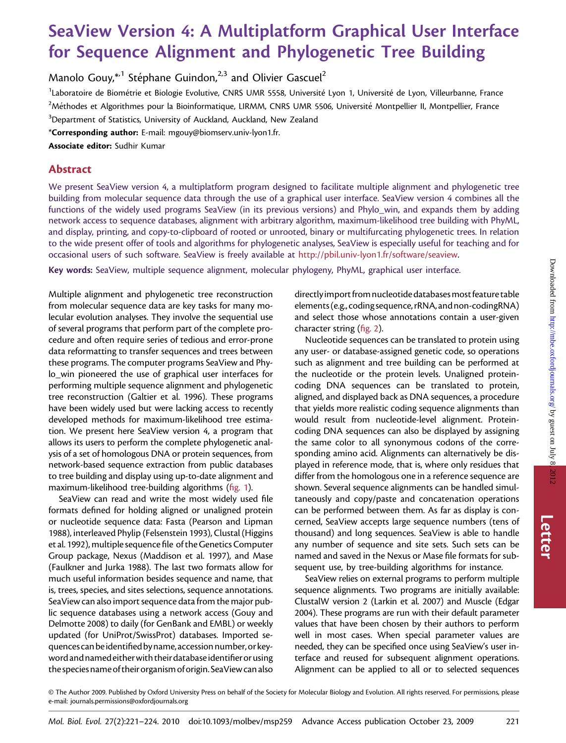# SeaView Version 4: A Multiplatform Graphical User Interface for Sequence Alignment and Phylogenetic Tree Building

Manolo Gouy,*[,1] Stéphane Guindon,[2,3] and Olivier Gascuel[2]

[1]Laboratoire de Biométrie et Biologie Evolutive, CNRS UMR 5558, Université Lyon 1, Université de Lyon, Villeurbanne, France

[2]Méthodes et Algorithmes pour la Bioinformatique, LIRMM, CNRS UMR 5506, Université Montpellier II, Montpellier, France

[3]Department of Statistics, University of Auckland, Auckland, New Zealand

***Corresponding author:** E-mail: mgouy@biomserv.univ-lyon1.fr.

**Associate editor:** Sudhir Kumar

## Abstract

We present SeaView version 4, a multiplatform program designed to facilitate multiple alignment and phylogenetic tree building from molecular sequence data through the use of a graphical user interface. SeaView version 4 combines all the functions of the widely used programs SeaView (in its previous versions) and Phylo_win, and expands them by adding network access to sequence databases, alignment with arbitrary algorithm, maximum-likelihood tree building with PhyML, and display, printing, and copy-to-clipboard of rooted or unrooted, binary or multifurcating phylogenetic trees. In relation to the wide present offer of tools and algorithms for phylogenetic analyses, SeaView is especially useful for teaching and for occasional users of such software. SeaView is freely available at http://pbil.univ-lyon1.fr/software/seaview.

**Key words:** SeaView, multiple sequence alignment, molecular phylogeny, PhyML, graphical user interface.

Multiple alignment and phylogenetic tree reconstruction from molecular sequence data are key tasks for many molecular evolution analyses. They involve the sequential use of several programs that perform part of the complete procedure and often require series of tedious and error-prone data reformatting to transfer sequences and trees between these programs. The computer programs SeaView and Phylo_win pioneered the use of graphical user interfaces for performing multiple sequence alignment and phylogenetic tree reconstruction (Galtier et al. 1996). These programs have been widely used but were lacking access to recently developed methods for maximum-likelihood tree estimation. We present here SeaView version 4, a program that allows its users to perform the complete phylogenetic analysis of a set of homologous DNA or protein sequences, from network-based sequence extraction from public databases to tree building and display using up-to-date alignment and maximum-likelihood tree-building algorithms (fig. 1).

SeaView can read and write the most widely used file formats defined for holding aligned or unaligned protein or nucleotide sequence data: Fasta (Pearson and Lipman 1988), interleaved Phylip (Felsenstein 1993), Clustal (Higgins et al. 1992), multiple sequence file of the Genetics Computer Group package, Nexus (Maddison et al. 1997), and Mase (Faulkner and Jurka 1988). The last two formats allow for much useful information besides sequence and name, that is, trees, species, and sites selections, sequence annotations. SeaView can also import sequence data from the major public sequence databases using a network access (Gouy and Delmotte 2008) to daily (for GenBank and EMBL) or weekly updated (for UniProt/SwissProt) databases. Imported sequences can be identified by name, accession number, or keyword and named either with their database identifier or using the species name of their organism of origin. SeaView can also directly import from nucleotide databases most feature table elements (e.g., coding sequence, rRNA, and non-coding RNA) and select those whose annotations contain a user-given character string (fig. 2).

Nucleotide sequences can be translated to protein using any user- or database-assigned genetic code, so operations such as alignment and tree building can be performed at the nucleotide or the protein levels. Unaligned protein-coding DNA sequences can be translated to protein, aligned, and displayed back as DNA sequences, a procedure that yields more realistic coding sequence alignments than would result from nucleotide-level alignment. Protein-coding DNA sequences can also be displayed by assigning the same color to all synonymous codons of the corresponding amino acid. Alignments can alternatively be displayed in reference mode, that is, where only residues that differ from the homologous one in a reference sequence are shown. Several sequence alignments can be handled simultaneously and copy/paste and concatenation operations can be performed between them. As far as display is concerned, SeaView accepts large sequence numbers (tens of thousand) and long sequences. SeaView is able to handle any number of sequence and site sets. Such sets can be named and saved in the Nexus or Mase file formats for subsequent use, by tree-building algorithms for instance.

SeaView relies on external programs to perform multiple sequence alignments. Two programs are initially available: ClustalW version 2 (Larkin et al. 2007) and Muscle (Edgar 2004). These programs are run with their default parameter values that have been chosen by their authors to perform well in most cases. When special parameter values are needed, they can be specified once using SeaView's user interface and reused for subsequent alignment operations. Alignment can be applied to all or to selected sequences

© The Author 2009. Published by Oxford University Press on behalf of the Society for Molecular Biology and Evolution. All rights reserved. For permissions, please e-mail: journals.permissions@oxfordjournals.org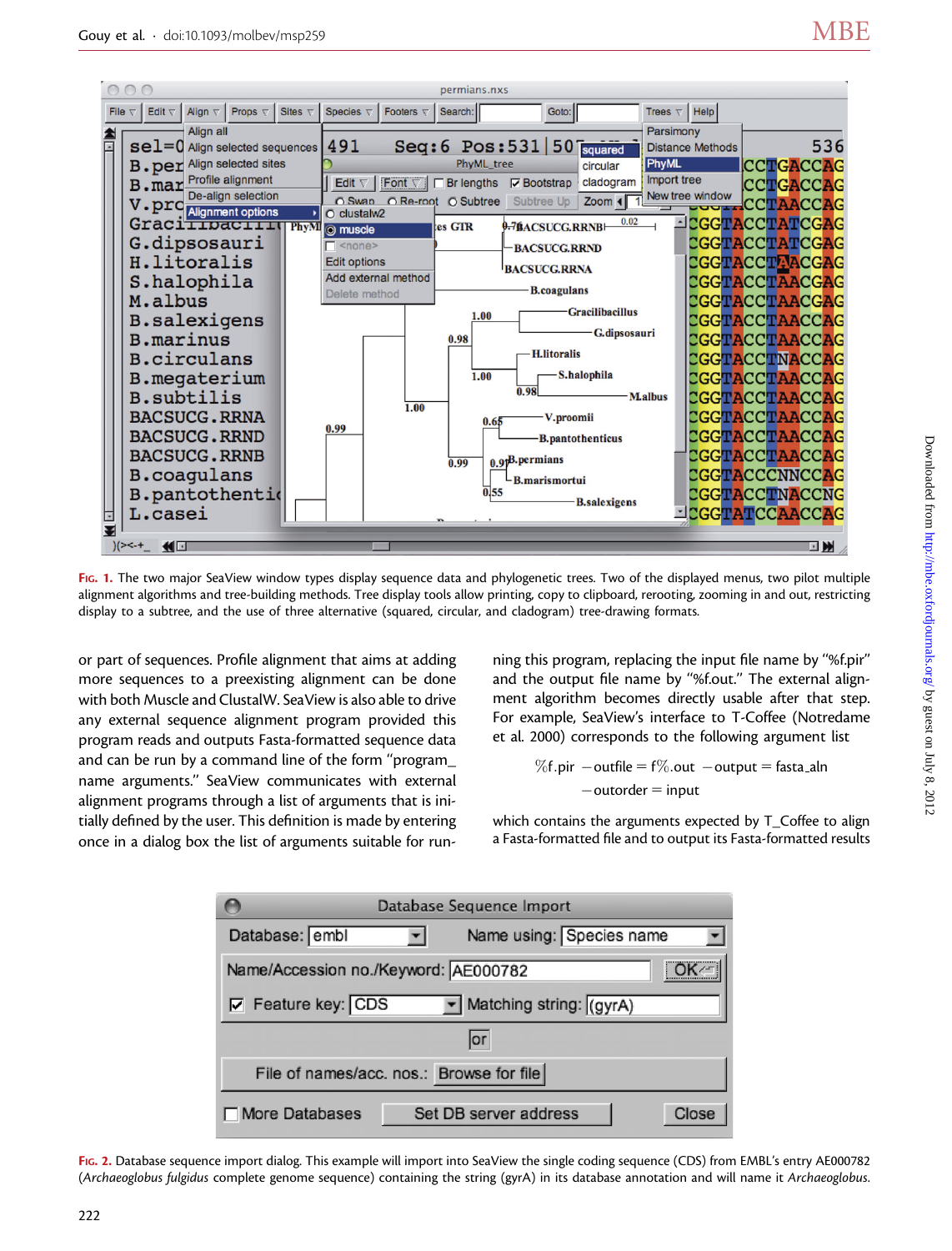Fig. 1. The two major SeaView window types display sequence data and phylogenetic trees. Two of the displayed menus, two pilot multiple alignment algorithms and tree-building methods. Tree display tools allow printing, copy to clipboard, rerooting, zooming in and out, restricting display to a subtree, and the use of three alternative (squared, circular, and cladogram) tree-drawing formats.

or part of sequences. Profile alignment that aims at adding more sequences to a preexisting alignment can be done with both Muscle and ClustalW. SeaView is also able to drive any external sequence alignment program provided this program reads and outputs Fasta-formatted sequence data and can be run by a command line of the form "program_name arguments." SeaView communicates with external alignment programs through a list of arguments that is initially defined by the user. This definition is made by entering once in a dialog box the list of arguments suitable for running this program, replacing the input file name by "%f.pir" and the output file name by "%f.out." The external alignment algorithm becomes directly usable after that step. For example, SeaView's interface to T-Coffee (Notredame et al. 2000) corresponds to the following argument list

$$\%f.pir \ -outfile = f\%.out \ -output = fasta\_aln$$
$$-outorder = input$$

which contains the arguments expected by T_Coffee to align a Fasta-formatted file and to output its Fasta-formatted results

Fig. 2. Database sequence import dialog. This example will import into SeaView the single coding sequence (CDS) from EMBL's entry AE000782 (*Archaeoglobus fulgidus* complete genome sequence) containing the string (gyrA) in its database annotation and will name it *Archaeoglobus*.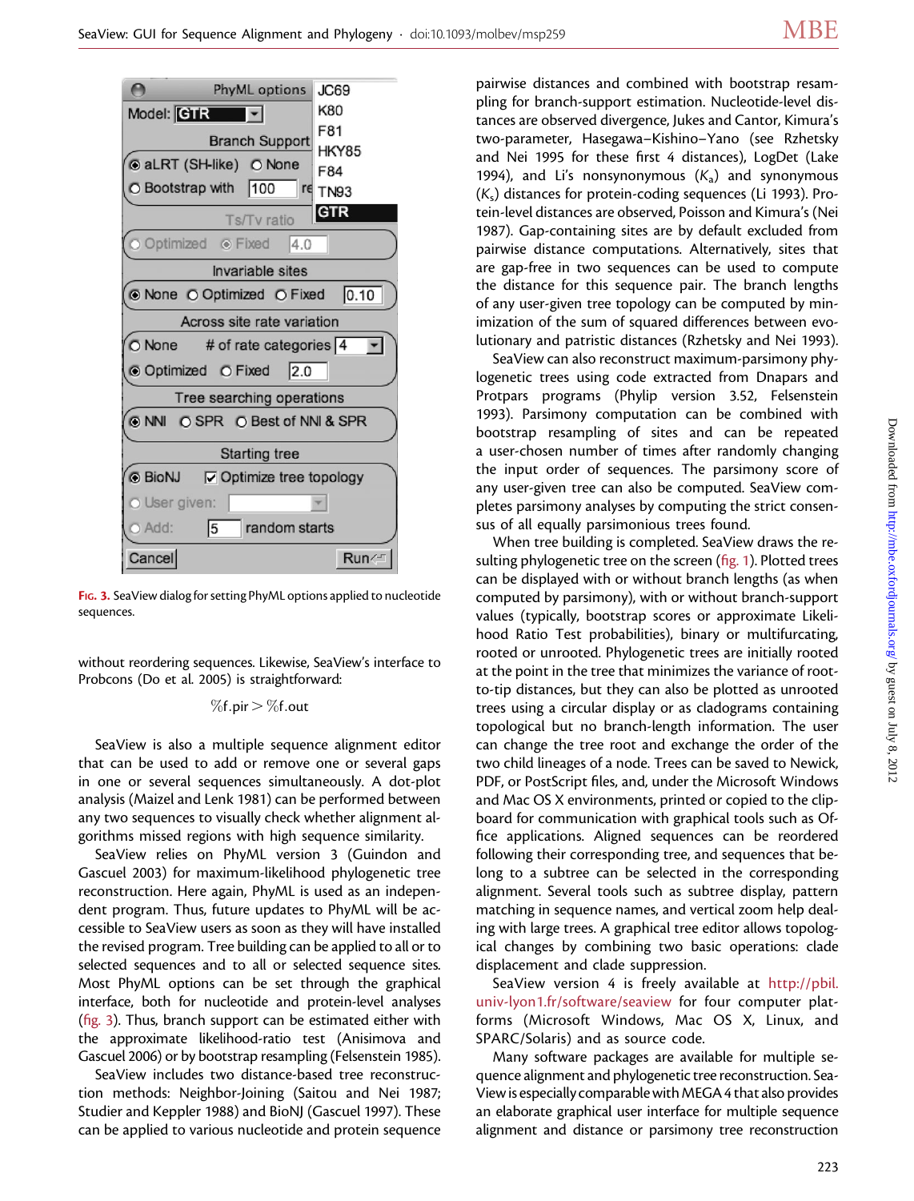Fig. 3. SeaView dialog for setting PhyML options applied to nucleotide sequences.

without reordering sequences. Likewise, SeaView's interface to Probcons (Do et al. 2005) is straightforward:

$$\%f.pir > \%f.out$$

SeaView is also a multiple sequence alignment editor that can be used to add or remove one or several gaps in one or several sequences simultaneously. A dot-plot analysis (Maizel and Lenk 1981) can be performed between any two sequences to visually check whether alignment algorithms missed regions with high sequence similarity.

SeaView relies on PhyML version 3 (Guindon and Gascuel 2003) for maximum-likelihood phylogenetic tree reconstruction. Here again, PhyML is used as an independent program. Thus, future updates to PhyML will be accessible to SeaView users as soon as they will have installed the revised program. Tree building can be applied to all or to selected sequences and to all or selected sequence sites. Most PhyML options can be set through the graphical interface, both for nucleotide and protein-level analyses (fig. 3). Thus, branch support can be estimated either with the approximate likelihood-ratio test (Anisimova and Gascuel 2006) or by bootstrap resampling (Felsenstein 1985).

SeaView includes two distance-based tree reconstruction methods: Neighbor-Joining (Saitou and Nei 1987; Studier and Keppler 1988) and BioNJ (Gascuel 1997). These can be applied to various nucleotide and protein sequence pairwise distances and combined with bootstrap resampling for branch-support estimation. Nucleotide-level distances are observed divergence, Jukes and Cantor, Kimura's two-parameter, Hasegawa–Kishino–Yano (see Rzhetsky and Nei 1995 for these first 4 distances), LogDet (Lake 1994), and Li's nonsynonymous ($K_a$) and synonymous ($K_s$) distances for protein-coding sequences (Li 1993). Protein-level distances are observed, Poisson and Kimura's (Nei 1987). Gap-containing sites are by default excluded from pairwise distance computations. Alternatively, sites that are gap-free in two sequences can be used to compute the distance for this sequence pair. The branch lengths of any user-given tree topology can be computed by minimization of the sum of squared differences between evolutionary and patristic distances (Rzhetsky and Nei 1993).

SeaView can also reconstruct maximum-parsimony phylogenetic trees using code extracted from Dnapars and Protpars programs (Phylip version 3.52, Felsenstein 1993). Parsimony computation can be combined with bootstrap resampling of sites and can be repeated a user-chosen number of times after randomly changing the input order of sequences. The parsimony score of any user-given tree can also be computed. SeaView completes parsimony analyses by computing the strict consensus of all equally parsimonious trees found.

When tree building is completed, SeaView draws the resulting phylogenetic tree on the screen (fig. 1). Plotted trees can be displayed with or without branch lengths (as when computed by parsimony), with or without branch-support values (typically, bootstrap scores or approximate Likelihood Ratio Test probabilities), binary or multifurcating, rooted or unrooted. Phylogenetic trees are initially rooted at the point in the tree that minimizes the variance of root-to-tip distances, but they can also be plotted as unrooted trees using a circular display or as cladograms containing topological but no branch-length information. The user can change the tree root and exchange the order of the two child lineages of a node. Trees can be saved to Newick, PDF, or PostScript files, and, under the Microsoft Windows and Mac OS X environments, printed or copied to the clipboard for communication with graphical tools such as Office applications. Aligned sequences can be reordered following their corresponding tree, and sequences that belong to a subtree can be selected in the corresponding alignment. Several tools such as subtree display, pattern matching in sequence names, and vertical zoom help dealing with large trees. A graphical tree editor allows topological changes by combining two basic operations: clade displacement and clade suppression.

SeaView version 4 is freely available at http://pbil.univ-lyon1.fr/software/seaview for four computer platforms (Microsoft Windows, Mac OS X, Linux, and SPARC/Solaris) and as source code.

Many software packages are available for multiple sequence alignment and phylogenetic tree reconstruction. SeaView is especially comparable with MEGA 4 that also provides an elaborate graphical user interface for multiple sequence alignment and distance or parsimony tree reconstruction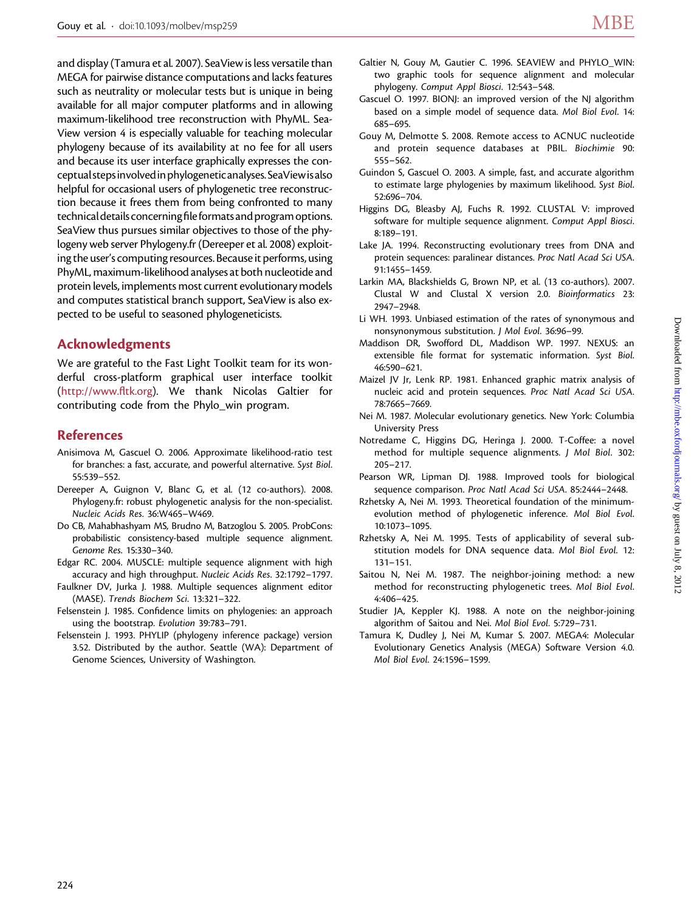and display (Tamura et al. 2007). SeaView is less versatile than MEGA for pairwise distance computations and lacks features such as neutrality or molecular tests but is unique in being available for all major computer platforms and in allowing maximum-likelihood tree reconstruction with PhyML. SeaView version 4 is especially valuable for teaching molecular phylogeny because of its availability at no fee for all users and because its user interface graphically expresses the conceptual steps involved in phylogenetic analyses. SeaView is also helpful for occasional users of phylogenetic tree reconstruction because it frees them from being confronted to many technical details concerning file formats and program options. SeaView thus pursues similar objectives to those of the phylogeny web server Phylogeny.fr (Dereeper et al. 2008) exploiting the user's computing resources. Because it performs, using PhyML, maximum-likelihood analyses at both nucleotide and protein levels, implements most current evolutionary models and computes statistical branch support, SeaView is also expected to be useful to seasoned phylogeneticists.

## Acknowledgments

We are grateful to the Fast Light Toolkit team for its wonderful cross-platform graphical user interface toolkit (http://www.fltk.org). We thank Nicolas Galtier for contributing code from the Phylo_win program.

## References

Anisimova M, Gascuel O. 2006. Approximate likelihood-ratio test for branches: a fast, accurate, and powerful alternative. *Syst Biol*. 55:539–552.

Dereeper A, Guignon V, Blanc G, et al. (12 co-authors). 2008. Phylogeny.fr: robust phylogenetic analysis for the non-specialist. *Nucleic Acids Res*. 36:W465–W469.

Do CB, Mahabhashyam MS, Brudno M, Batzoglou S. 2005. ProbCons: probabilistic consistency-based multiple sequence alignment. *Genome Res*. 15:330–340.

Edgar RC. 2004. MUSCLE: multiple sequence alignment with high accuracy and high throughput. *Nucleic Acids Res*. 32:1792–1797.

Faulkner DV, Jurka J. 1988. Multiple sequences alignment editor (MASE). *Trends Biochem Sci*. 13:321–322.

Felsenstein J. 1985. Confidence limits on phylogenies: an approach using the bootstrap. *Evolution* 39:783–791.

Felsenstein J. 1993. PHYLIP (phylogeny inference package) version 3.52. Distributed by the author. Seattle (WA): Department of Genome Sciences, University of Washington.

Galtier N, Gouy M, Gautier C. 1996. SEAVIEW and PHYLO_WIN: two graphic tools for sequence alignment and molecular phylogeny. *Comput Appl Biosci*. 12:543–548.

Gascuel O. 1997. BIONJ: an improved version of the NJ algorithm based on a simple model of sequence data. *Mol Biol Evol*. 14: 685–695.

Gouy M, Delmotte S. 2008. Remote access to ACNUC nucleotide and protein sequence databases at PBIL. *Biochimie* 90: 555–562.

Guindon S, Gascuel O. 2003. A simple, fast, and accurate algorithm to estimate large phylogenies by maximum likelihood. *Syst Biol*. 52:696–704.

Higgins DG, Bleasby AJ, Fuchs R. 1992. CLUSTAL V: improved software for multiple sequence alignment. *Comput Appl Biosci*. 8:189–191.

Lake JA. 1994. Reconstructing evolutionary trees from DNA and protein sequences: paralinear distances. *Proc Natl Acad Sci USA*. 91:1455–1459.

Larkin MA, Blackshields G, Brown NP, et al. (13 co-authors). 2007. Clustal W and Clustal X version 2.0. *Bioinformatics* 23: 2947–2948.

Li WH. 1993. Unbiased estimation of the rates of synonymous and nonsynonymous substitution. *J Mol Evol*. 36:96–99.

Maddison DR, Swofford DL, Maddison WP. 1997. NEXUS: an extensible file format for systematic information. *Syst Biol*. 46:590–621.

Maizel JV Jr, Lenk RP. 1981. Enhanced graphic matrix analysis of nucleic acid and protein sequences. *Proc Natl Acad Sci USA*. 78:7665–7669.

Nei M. 1987. Molecular evolutionary genetics. New York: Columbia University Press

Notredame C, Higgins DG, Heringa J. 2000. T-Coffee: a novel method for multiple sequence alignments. *J Mol Biol*. 302: 205–217.

Pearson WR, Lipman DJ. 1988. Improved tools for biological sequence comparison. *Proc Natl Acad Sci USA*. 85:2444–2448.

Rzhetsky A, Nei M. 1993. Theoretical foundation of the minimum-evolution method of phylogenetic inference. *Mol Biol Evol*. 10:1073–1095.

Rzhetsky A, Nei M. 1995. Tests of applicability of several substitution models for DNA sequence data. *Mol Biol Evol*. 12: 131–151.

Saitou N, Nei M. 1987. The neighbor-joining method: a new method for reconstructing phylogenetic trees. *Mol Biol Evol*. 4:406–425.

Studier JA, Keppler KJ. 1988. A note on the neighbor-joining algorithm of Saitou and Nei. *Mol Biol Evol*. 5:729–731.

Tamura K, Dudley J, Nei M, Kumar S. 2007. MEGA4: Molecular Evolutionary Genetics Analysis (MEGA) Software Version 4.0. *Mol Biol Evol*. 24:1596–1599.